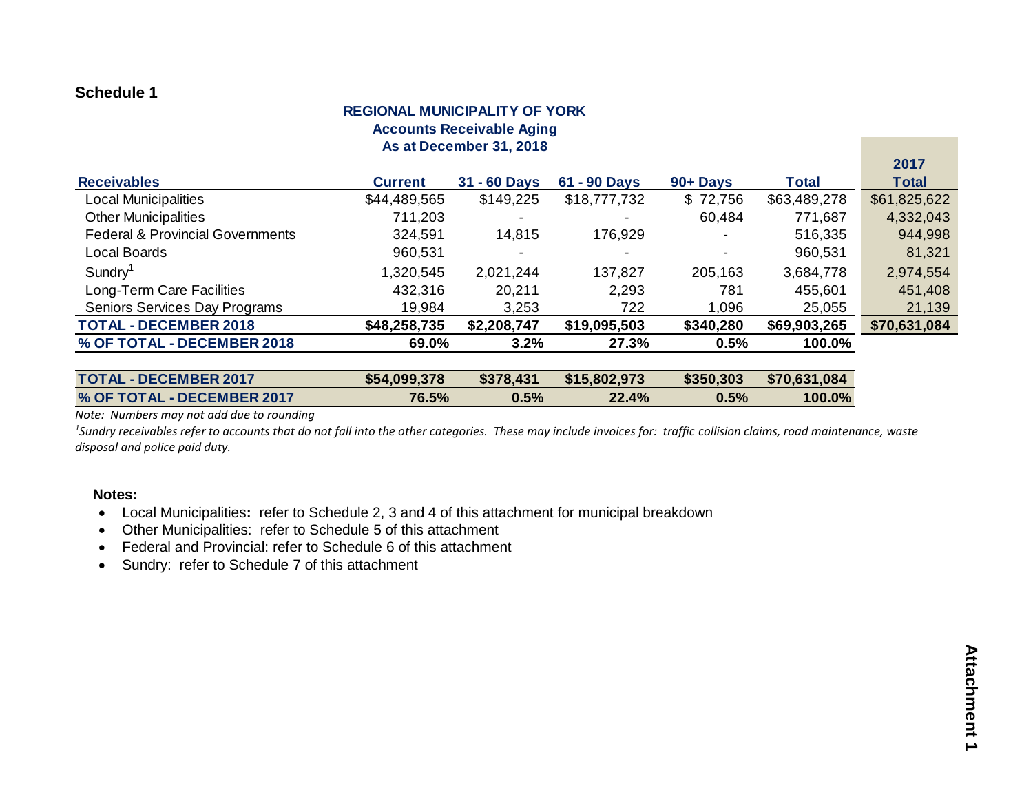**Schedule 1**

**REGIONAL MUNICIPALITY OF YORK**
**Accounts Receivable Aging**
**As at December 31, 2018**

| Receivables | Current | 31 - 60 Days | 61 - 90 Days | 90+ Days | Total | 2017 Total |
|---|---|---|---|---|---|---|
| Local Municipalities | $44,489,565 | $149,225 | $18,777,732 | $ 72,756 | $63,489,278 | $61,825,622 |
| Other Municipalities | 711,203 | - | - | 60,484 | 771,687 | 4,332,043 |
| Federal & Provincial Governments | 324,591 | 14,815 | 176,929 | - | 516,335 | 944,998 |
| Local Boards | 960,531 | - | - | - | 960,531 | 81,321 |
| Sundry[1] | 1,320,545 | 2,021,244 | 137,827 | 205,163 | 3,684,778 | 2,974,554 |
| Long-Term Care Facilities | 432,316 | 20,211 | 2,293 | 781 | 455,601 | 451,408 |
| Seniors Services Day Programs | 19,984 | 3,253 | 722 | 1,096 | 25,055 | 21,139 |
| **TOTAL - DECEMBER 2018** | **$48,258,735** | **$2,208,747** | **$19,095,503** | **$340,280** | **$69,903,265** | **$70,631,084** |
| **% OF TOTAL - DECEMBER 2018** | **69.0%** | **3.2%** | **27.3%** | **0.5%** | **100.0%** | |
| | | | | | | |
| **TOTAL - DECEMBER 2017** | **$54,099,378** | **$378,431** | **$15,802,973** | **$350,303** | **$70,631,084** | |
| **% OF TOTAL - DECEMBER 2017** | **76.5%** | **0.5%** | **22.4%** | **0.5%** | **100.0%** | |

*Note: Numbers may not add due to rounding*

*[1]Sundry receivables refer to accounts that do not fall into the other categories. These may include invoices for: traffic collision claims, road maintenance, waste disposal and police paid duty.*

**Notes:**

- Local Municipalities**:** refer to Schedule 2, 3 and 4 of this attachment for municipal breakdown
- Other Municipalities: refer to Schedule 5 of this attachment
- Federal and Provincial: refer to Schedule 6 of this attachment
- Sundry: refer to Schedule 7 of this attachment

**Attachment 1**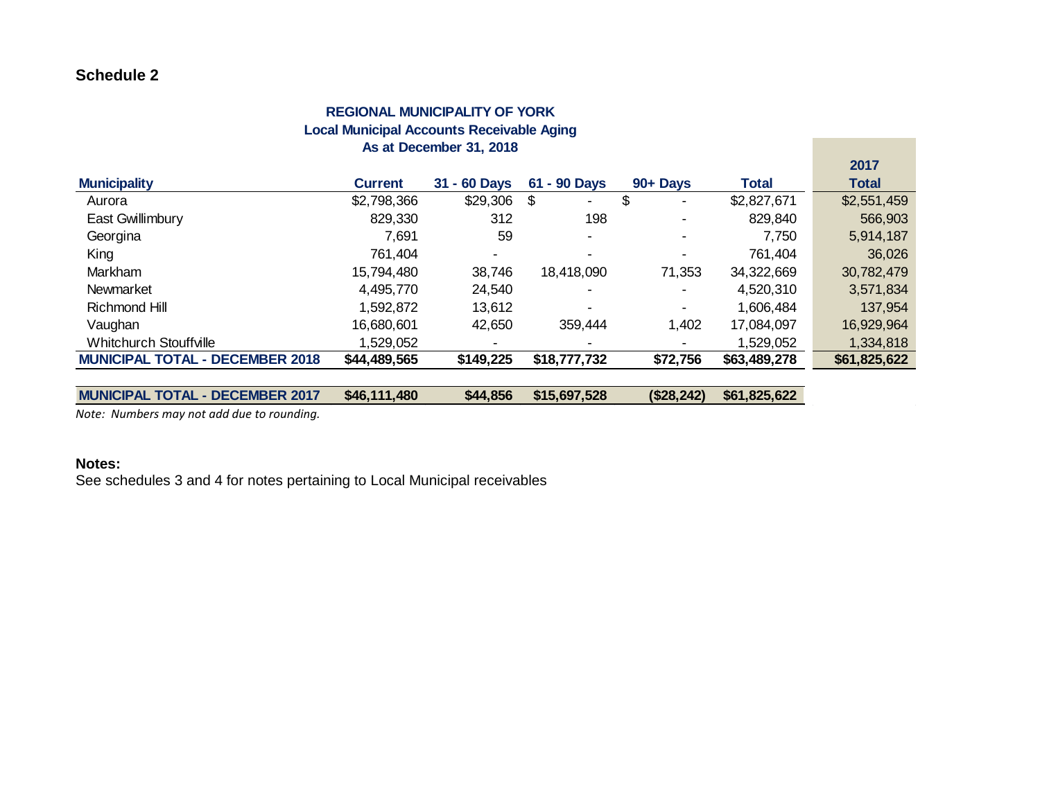**Schedule 2**

**REGIONAL MUNICIPALITY OF YORK**
**Local Municipal Accounts Receivable Aging**
**As at December 31, 2018**

| Municipality | Current | 31 - 60 Days | 61 - 90 Days | 90+ Days | Total | 2017 Total |
|---|---|---|---|---|---|---|
| Aurora | $2,798,366 | $29,306 | $ - | $ - | $2,827,671 | $2,551,459 |
| East Gwillimbury | 829,330 | 312 | 198 | - | 829,840 | 566,903 |
| Georgina | 7,691 | 59 | - | - | 7,750 | 5,914,187 |
| King | 761,404 | - | - | - | 761,404 | 36,026 |
| Markham | 15,794,480 | 38,746 | 18,418,090 | 71,353 | 34,322,669 | 30,782,479 |
| Newmarket | 4,495,770 | 24,540 | - | - | 4,520,310 | 3,571,834 |
| Richmond Hill | 1,592,872 | 13,612 | - | - | 1,606,484 | 137,954 |
| Vaughan | 16,680,601 | 42,650 | 359,444 | 1,402 | 17,084,097 | 16,929,964 |
| Whitchurch Stouffville | 1,529,052 | - | - | - | 1,529,052 | 1,334,818 |
| **MUNICIPAL TOTAL - DECEMBER 2018** | **$44,489,565** | **$149,225** | **$18,777,732** | **$72,756** | **$63,489,278** | **$61,825,622** |
| | | | | | | |
| **MUNICIPAL TOTAL - DECEMBER 2017** | **$46,111,480** | **$44,856** | **$15,697,528** | **($28,242)** | **$61,825,622** | |

*Note: Numbers may not add due to rounding.*

**Notes:**

See schedules 3 and 4 for notes pertaining to Local Municipal receivables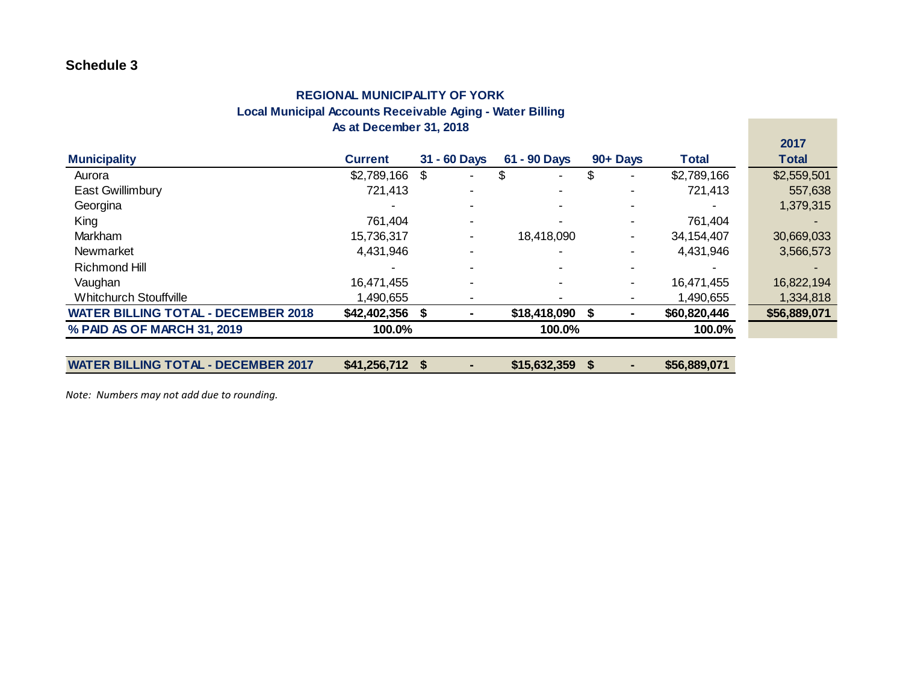**Schedule 3**

**REGIONAL MUNICIPALITY OF YORK**
**Local Municipal Accounts Receivable Aging - Water Billing**
**As at December 31, 2018**

| Municipality | Current | 31 - 60 Days | 61 - 90 Days | 90+ Days | Total | 2017 Total |
|---|---|---|---|---|---|---|
| Aurora | $2,789,166 | $ - | $ - | $ - | $2,789,166 | $2,559,501 |
| East Gwillimbury | 721,413 | - | - | - | 721,413 | 557,638 |
| Georgina | - | - | - | - | - | 1,379,315 |
| King | 761,404 | - | - | - | 761,404 | - |
| Markham | 15,736,317 | - | 18,418,090 | - | 34,154,407 | 30,669,033 |
| Newmarket | 4,431,946 | - | - | - | 4,431,946 | 3,566,573 |
| Richmond Hill | - | - | - | - | - | - |
| Vaughan | 16,471,455 | - | - | - | 16,471,455 | 16,822,194 |
| Whitchurch Stouffville | 1,490,655 | - | - | - | 1,490,655 | 1,334,818 |
| **WATER BILLING TOTAL - DECEMBER 2018** | **$42,402,356** | **$ -** | **$18,418,090** | **$ -** | **$60,820,446** | **$56,889,071** |
| **% PAID AS OF MARCH 31, 2019** | **100.0%** | | **100.0%** | | **100.0%** | |
| | | | | | | |
| **WATER BILLING TOTAL - DECEMBER 2017** | **$41,256,712** | **$ -** | **$15,632,359** | **$ -** | **$56,889,071** | |

*Note: Numbers may not add due to rounding.*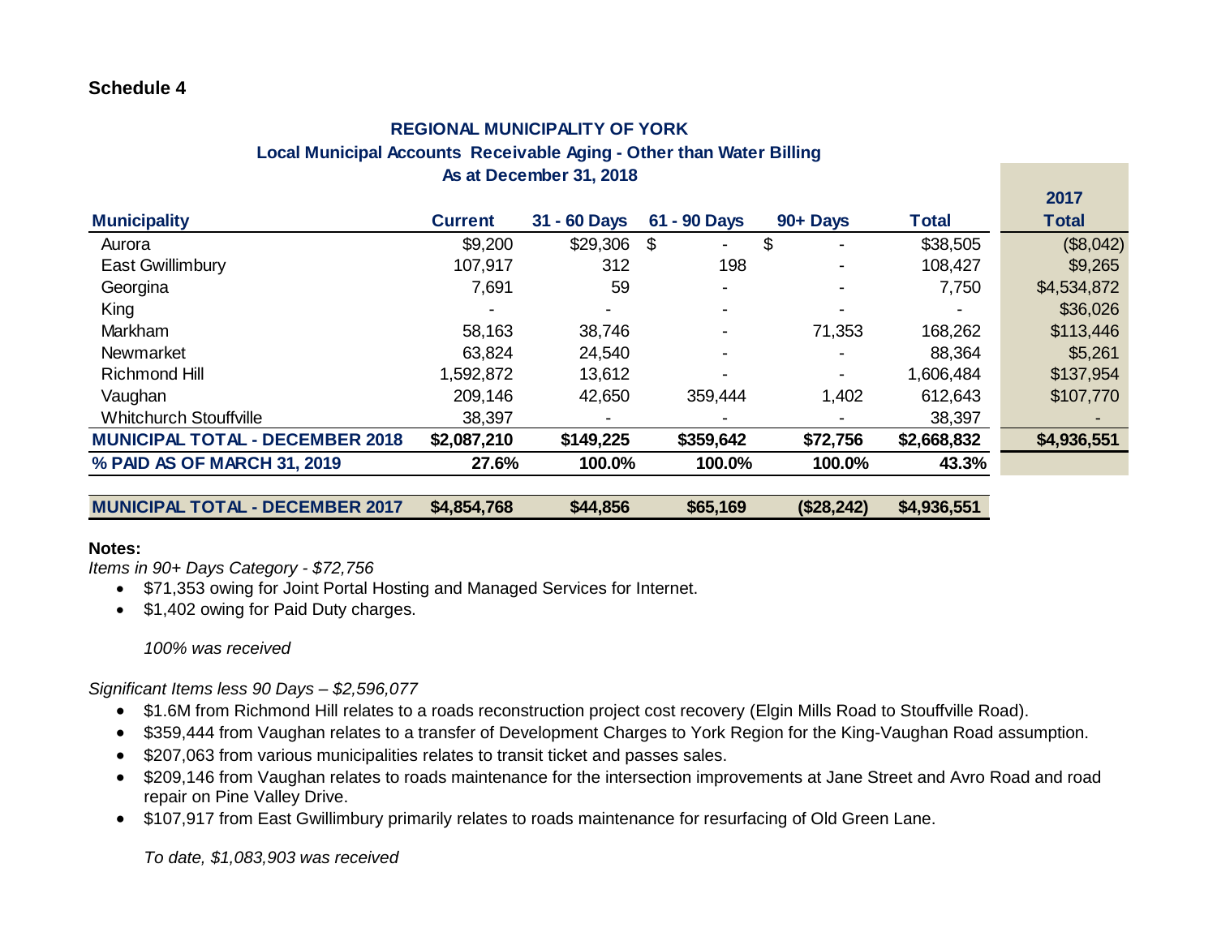**Schedule 4**

**REGIONAL MUNICIPALITY OF YORK**
**Local Municipal Accounts Receivable Aging - Other than Water Billing**
**As at December 31, 2018**

| Municipality | Current | 31 - 60 Days | 61 - 90 Days | 90+ Days | Total | 2017 Total |
|---|---|---|---|---|---|---|
| Aurora | $9,200 | $29,306 | $ - | $ - | $38,505 | ($8,042) |
| East Gwillimbury | 107,917 | 312 | 198 | - | 108,427 | $9,265 |
| Georgina | 7,691 | 59 | - | - | 7,750 | $4,534,872 |
| King | - | - | - | - | - | $36,026 |
| Markham | 58,163 | 38,746 | - | 71,353 | 168,262 | $113,446 |
| Newmarket | 63,824 | 24,540 | - | - | 88,364 | $5,261 |
| Richmond Hill | 1,592,872 | 13,612 | - | - | 1,606,484 | $137,954 |
| Vaughan | 209,146 | 42,650 | 359,444 | 1,402 | 612,643 | $107,770 |
| Whitchurch Stouffville | 38,397 | - | - | - | 38,397 | - |
| **MUNICIPAL TOTAL - DECEMBER 2018** | **$2,087,210** | **$149,225** | **$359,642** | **$72,756** | **$2,668,832** | **$4,936,551** |
| **% PAID AS OF MARCH 31, 2019** | **27.6%** | **100.0%** | **100.0%** | **100.0%** | **43.3%** | |
| | | | | | | |
| **MUNICIPAL TOTAL - DECEMBER 2017** | **$4,854,768** | **$44,856** | **$65,169** | **($28,242)** | **$4,936,551** | |

**Notes:**

*Items in 90+ Days Category - $72,756*

- $71,353 owing for Joint Portal Hosting and Managed Services for Internet.
- $1,402 owing for Paid Duty charges.

*100% was received*

*Significant Items less 90 Days – $2,596,077*

- $1.6M from Richmond Hill relates to a roads reconstruction project cost recovery (Elgin Mills Road to Stouffville Road).
- $359,444 from Vaughan relates to a transfer of Development Charges to York Region for the King-Vaughan Road assumption.
- $207,063 from various municipalities relates to transit ticket and passes sales.
- $209,146 from Vaughan relates to roads maintenance for the intersection improvements at Jane Street and Avro Road and road repair on Pine Valley Drive.
- $107,917 from East Gwillimbury primarily relates to roads maintenance for resurfacing of Old Green Lane.

*To date, $1,083,903 was received*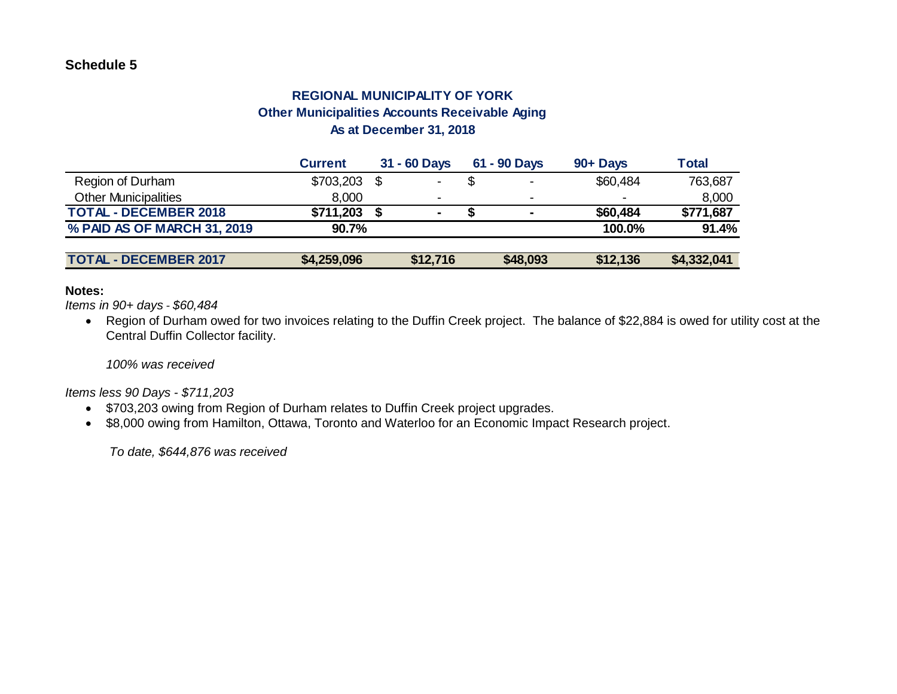**Schedule 5**

## REGIONAL MUNICIPALITY OF YORK
### Other Municipalities Accounts Receivable Aging
### As at December 31, 2018

| | Current | 31 - 60 Days | 61 - 90 Days | 90+ Days | Total |
|---|---|---|---|---|---|
| Region of Durham | $703,203 | $ - | $ - | $60,484 | 763,687 |
| Other Municipalities | 8,000 | - | - | - | 8,000 |
| **TOTAL - DECEMBER 2018** | **$711,203** | **$ -** | **$ -** | **$60,484** | **$771,687** |
| **% PAID AS OF MARCH 31, 2019** | **90.7%** | | | **100.0%** | **91.4%** |
| | | | | | |
| **TOTAL - DECEMBER 2017** | **$4,259,096** | **$12,716** | **$48,093** | **$12,136** | **$4,332,041** |

**Notes:**

*Items in 90+ days - $60,484*

- Region of Durham owed for two invoices relating to the Duffin Creek project. The balance of $22,884 is owed for utility cost at the Central Duffin Collector facility.

  *100% was received*

*Items less 90 Days - $711,203*

- $703,203 owing from Region of Durham relates to Duffin Creek project upgrades.
- $8,000 owing from Hamilton, Ottawa, Toronto and Waterloo for an Economic Impact Research project.

  *To date, $644,876 was received*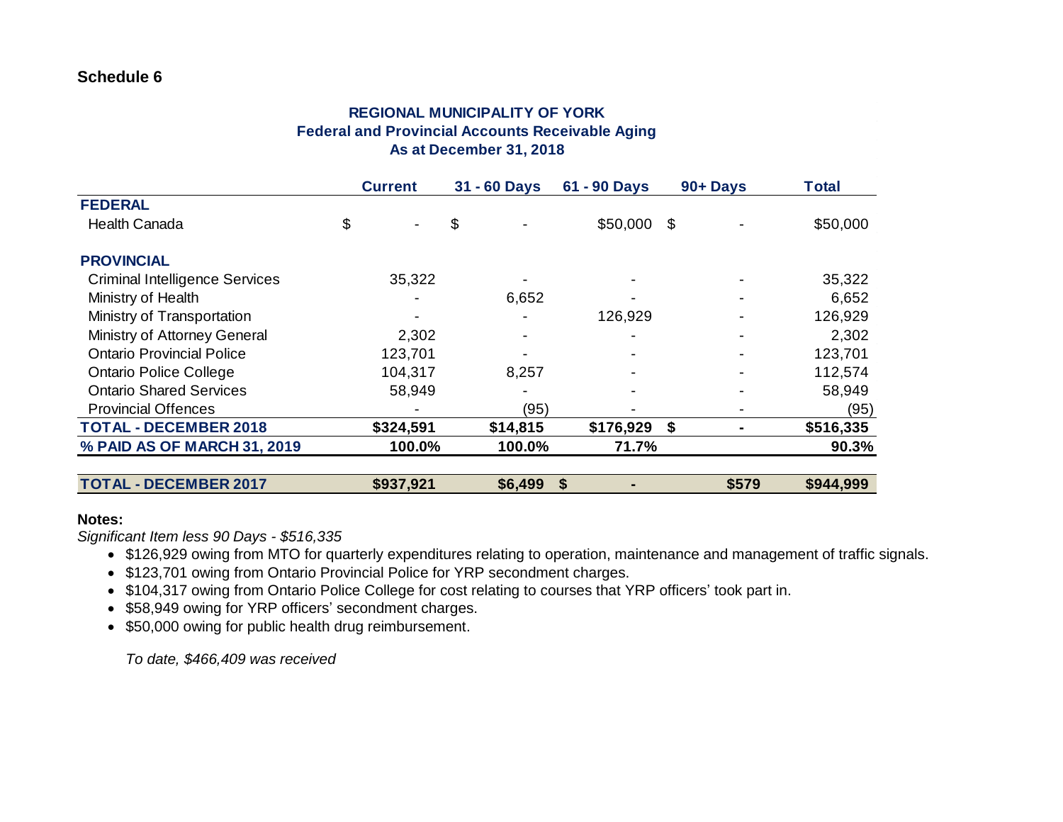**Schedule 6**

## REGIONAL MUNICIPALITY OF YORK
### Federal and Provincial Accounts Receivable Aging
### As at December 31, 2018

| | Current | 31 - 60 Days | 61 - 90 Days | 90+ Days | Total |
|---|---|---|---|---|---|
| **FEDERAL** | | | | | |
| Health Canada | $ - | $ - | $50,000 | $ - | $50,000 |
| **PROVINCIAL** | | | | | |
| Criminal Intelligence Services | 35,322 | - | - | - | 35,322 |
| Ministry of Health | - | 6,652 | - | - | 6,652 |
| Ministry of Transportation | - | - | 126,929 | - | 126,929 |
| Ministry of Attorney General | 2,302 | - | - | - | 2,302 |
| Ontario Provincial Police | 123,701 | - | - | - | 123,701 |
| Ontario Police College | 104,317 | 8,257 | - | - | 112,574 |
| Ontario Shared Services | 58,949 | - | - | - | 58,949 |
| Provincial Offences | - | (95) | - | - | (95) |
| **TOTAL - DECEMBER 2018** | **$324,591** | **$14,815** | **$176,929** | **$ -** | **$516,335** |
| **% PAID AS OF MARCH 31, 2019** | **100.0%** | **100.0%** | **71.7%** | | **90.3%** |
| **TOTAL - DECEMBER 2017** | **$937,921** | **$6,499** | **$ -** | **$579** | **$944,999** |

**Notes:**

*Significant Item less 90 Days - $516,335*

- $126,929 owing from MTO for quarterly expenditures relating to operation, maintenance and management of traffic signals.
- $123,701 owing from Ontario Provincial Police for YRP secondment charges.
- $104,317 owing from Ontario Police College for cost relating to courses that YRP officers' took part in.
- $58,949 owing for YRP officers' secondment charges.
- $50,000 owing for public health drug reimbursement.

*To date, $466,409 was received*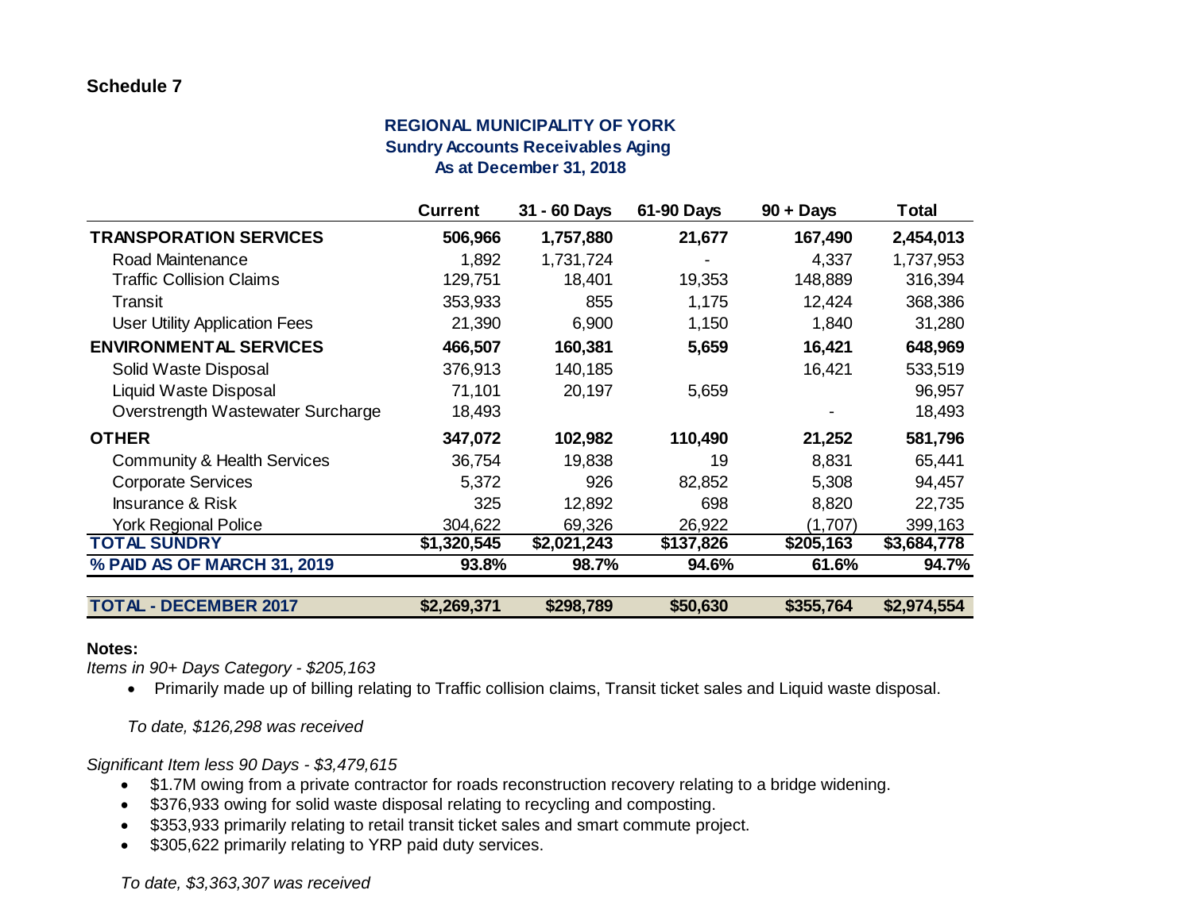**Schedule 7**

**REGIONAL MUNICIPALITY OF YORK**
**Sundry Accounts Receivables Aging**
**As at December 31, 2018**

| | Current | 31 - 60 Days | 61-90 Days | 90 + Days | Total |
|---|---|---|---|---|---|
| **TRANSPORATION SERVICES** | **506,966** | **1,757,880** | **21,677** | **167,490** | **2,454,013** |
| Road Maintenance | 1,892 | 1,731,724 | - | 4,337 | 1,737,953 |
| Traffic Collision Claims | 129,751 | 18,401 | 19,353 | 148,889 | 316,394 |
| Transit | 353,933 | 855 | 1,175 | 12,424 | 368,386 |
| User Utility Application Fees | 21,390 | 6,900 | 1,150 | 1,840 | 31,280 |
| **ENVIRONMENTAL SERVICES** | **466,507** | **160,381** | **5,659** | **16,421** | **648,969** |
| Solid Waste Disposal | 376,913 | 140,185 | | 16,421 | 533,519 |
| Liquid Waste Disposal | 71,101 | 20,197 | 5,659 | | 96,957 |
| Overstrength Wastewater Surcharge | 18,493 | | | - | 18,493 |
| **OTHER** | **347,072** | **102,982** | **110,490** | **21,252** | **581,796** |
| Community & Health Services | 36,754 | 19,838 | 19 | 8,831 | 65,441 |
| Corporate Services | 5,372 | 926 | 82,852 | 5,308 | 94,457 |
| Insurance & Risk | 325 | 12,892 | 698 | 8,820 | 22,735 |
| York Regional Police | 304,622 | 69,326 | 26,922 | (1,707) | 399,163 |
| **TOTAL SUNDRY** | **$1,320,545** | **$2,021,243** | **$137,826** | **$205,163** | **$3,684,778** |
| **% PAID AS OF MARCH 31, 2019** | **93.8%** | **98.7%** | **94.6%** | **61.6%** | **94.7%** |
| **TOTAL - DECEMBER 2017** | **$2,269,371** | **$298,789** | **$50,630** | **$355,764** | **$2,974,554** |

**Notes:**

*Items in 90+ Days Category - $205,163*

- Primarily made up of billing relating to Traffic collision claims, Transit ticket sales and Liquid waste disposal.

*To date, $126,298 was received*

*Significant Item less 90 Days - $3,479,615*

- $1.7M owing from a private contractor for roads reconstruction recovery relating to a bridge widening.
- $376,933 owing for solid waste disposal relating to recycling and composting.
- $353,933 primarily relating to retail transit ticket sales and smart commute project.
- $305,622 primarily relating to YRP paid duty services.

*To date, $3,363,307 was received*